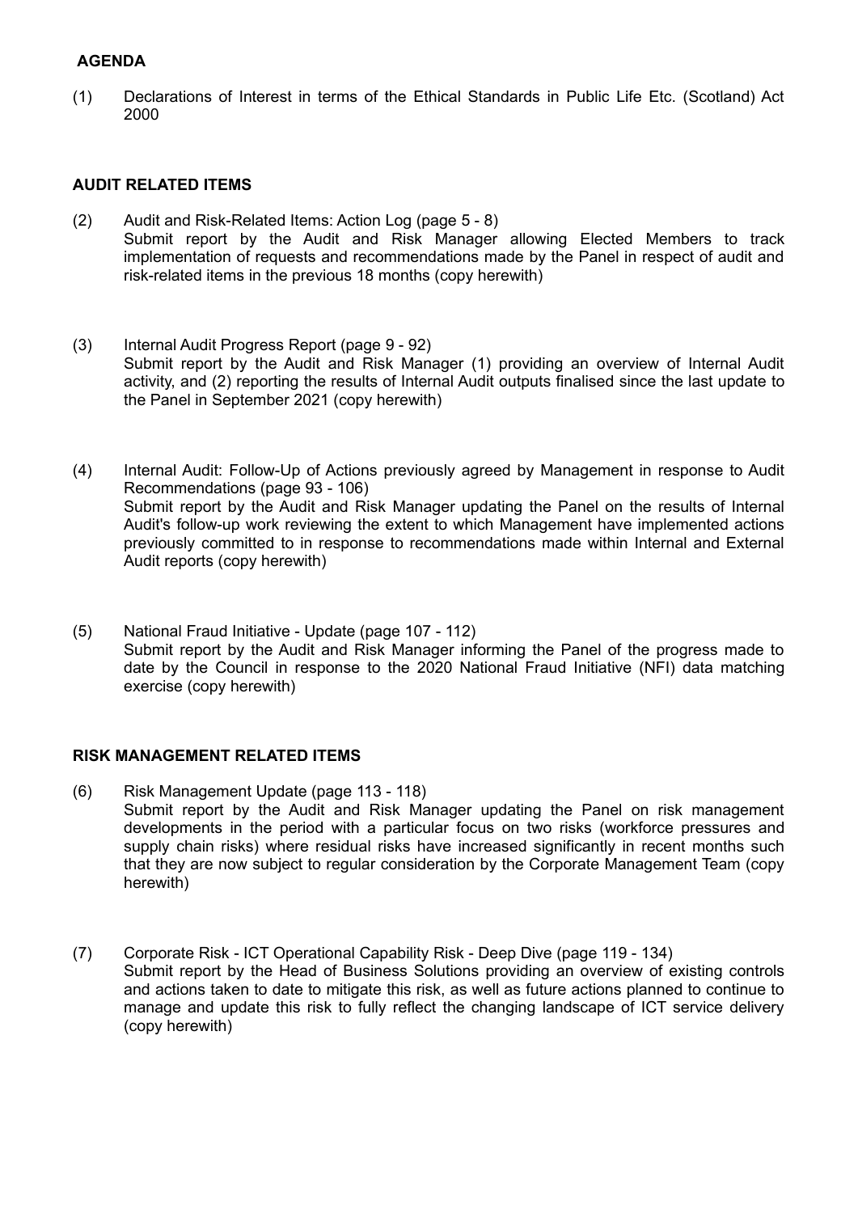## AGENDA

(1) Declarations of Interest in terms of the Ethical Standards in Public Life Etc. (Scotland) Act 2000

### AUDIT RELATED ITEMS

(2) Audit and Risk-Related Items: Action Log (page 5 - 8)
Submit report by the Audit and Risk Manager allowing Elected Members to track implementation of requests and recommendations made by the Panel in respect of audit and risk-related items in the previous 18 months (copy herewith)

(3) Internal Audit Progress Report (page 9 - 92)
Submit report by the Audit and Risk Manager (1) providing an overview of Internal Audit activity, and (2) reporting the results of Internal Audit outputs finalised since the last update to the Panel in September 2021 (copy herewith)

(4) Internal Audit: Follow-Up of Actions previously agreed by Management in response to Audit Recommendations (page 93 - 106)
Submit report by the Audit and Risk Manager updating the Panel on the results of Internal Audit's follow-up work reviewing the extent to which Management have implemented actions previously committed to in response to recommendations made within Internal and External Audit reports (copy herewith)

(5) National Fraud Initiative - Update (page 107 - 112)
Submit report by the Audit and Risk Manager informing the Panel of the progress made to date by the Council in response to the 2020 National Fraud Initiative (NFI) data matching exercise (copy herewith)

### RISK MANAGEMENT RELATED ITEMS

(6) Risk Management Update (page 113 - 118)
Submit report by the Audit and Risk Manager updating the Panel on risk management developments in the period with a particular focus on two risks (workforce pressures and supply chain risks) where residual risks have increased significantly in recent months such that they are now subject to regular consideration by the Corporate Management Team (copy herewith)

(7) Corporate Risk - ICT Operational Capability Risk - Deep Dive (page 119 - 134)
Submit report by the Head of Business Solutions providing an overview of existing controls and actions taken to date to mitigate this risk, as well as future actions planned to continue to manage and update this risk to fully reflect the changing landscape of ICT service delivery (copy herewith)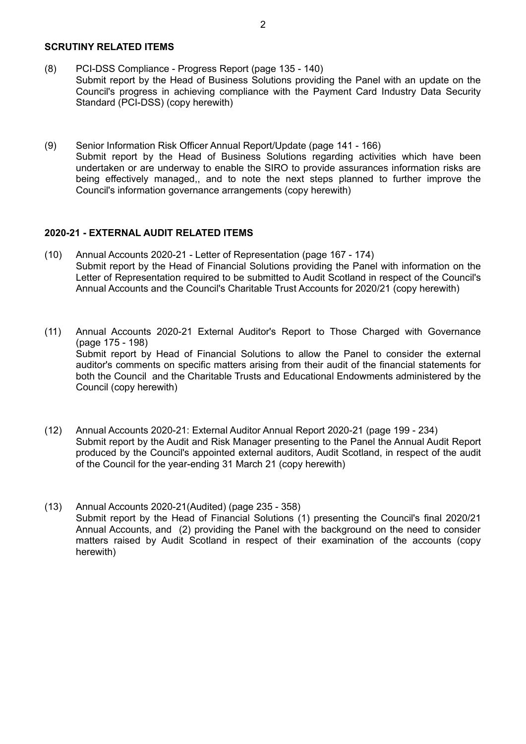**SCRUTINY RELATED ITEMS**

(8) PCI-DSS Compliance - Progress Report (page 135 - 140)
Submit report by the Head of Business Solutions providing the Panel with an update on the Council's progress in achieving compliance with the Payment Card Industry Data Security Standard (PCI-DSS) (copy herewith)

(9) Senior Information Risk Officer Annual Report/Update (page 141 - 166)
Submit report by the Head of Business Solutions regarding activities which have been undertaken or are underway to enable the SIRO to provide assurances information risks are being effectively managed,, and to note the next steps planned to further improve the Council's information governance arrangements (copy herewith)

**2020-21 - EXTERNAL AUDIT RELATED ITEMS**

(10) Annual Accounts 2020-21 - Letter of Representation (page 167 - 174)
Submit report by the Head of Financial Solutions providing the Panel with information on the Letter of Representation required to be submitted to Audit Scotland in respect of the Council's Annual Accounts and the Council's Charitable Trust Accounts for 2020/21 (copy herewith)

(11) Annual Accounts 2020-21 External Auditor's Report to Those Charged with Governance (page 175 - 198)
Submit report by Head of Financial Solutions to allow the Panel to consider the external auditor's comments on specific matters arising from their audit of the financial statements for both the Council and the Charitable Trusts and Educational Endowments administered by the Council (copy herewith)

(12) Annual Accounts 2020-21: External Auditor Annual Report 2020-21 (page 199 - 234)
Submit report by the Audit and Risk Manager presenting to the Panel the Annual Audit Report produced by the Council's appointed external auditors, Audit Scotland, in respect of the audit of the Council for the year-ending 31 March 21 (copy herewith)

(13) Annual Accounts 2020-21(Audited) (page 235 - 358)
Submit report by the Head of Financial Solutions (1) presenting the Council's final 2020/21 Annual Accounts, and (2) providing the Panel with the background on the need to consider matters raised by Audit Scotland in respect of their examination of the accounts (copy herewith)